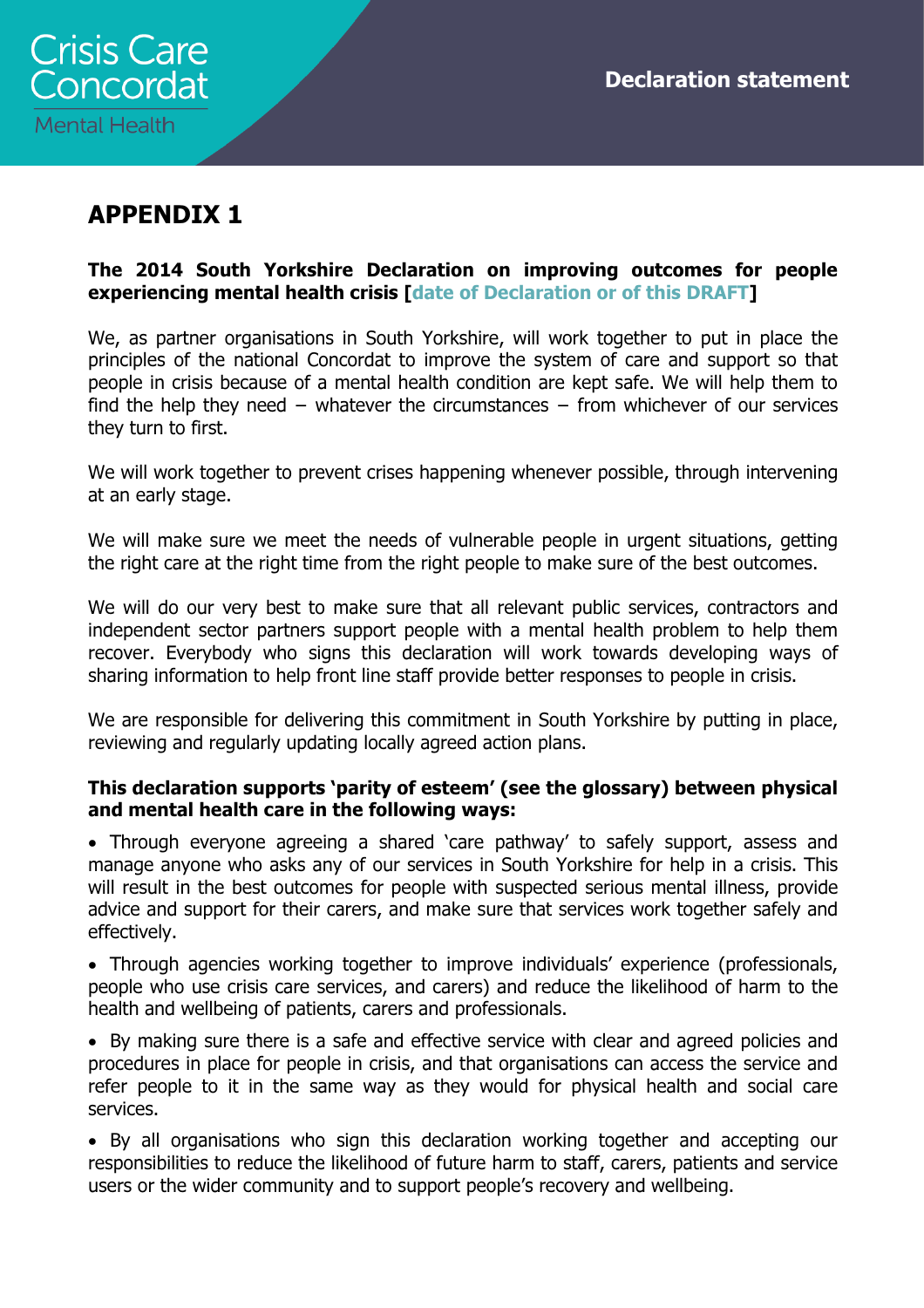# APPENDIX 1

**The 2014 South Yorkshire Declaration on improving outcomes for people experiencing mental health crisis [date of Declaration or of this DRAFT]**

We, as partner organisations in South Yorkshire, will work together to put in place the principles of the national Concordat to improve the system of care and support so that people in crisis because of a mental health condition are kept safe. We will help them to find the help they need – whatever the circumstances – from whichever of our services they turn to first.

We will work together to prevent crises happening whenever possible, through intervening at an early stage.

We will make sure we meet the needs of vulnerable people in urgent situations, getting the right care at the right time from the right people to make sure of the best outcomes.

We will do our very best to make sure that all relevant public services, contractors and independent sector partners support people with a mental health problem to help them recover. Everybody who signs this declaration will work towards developing ways of sharing information to help front line staff provide better responses to people in crisis.

We are responsible for delivering this commitment in South Yorkshire by putting in place, reviewing and regularly updating locally agreed action plans.

**This declaration supports 'parity of esteem' (see the glossary) between physical and mental health care in the following ways:**

- Through everyone agreeing a shared 'care pathway' to safely support, assess and manage anyone who asks any of our services in South Yorkshire for help in a crisis. This will result in the best outcomes for people with suspected serious mental illness, provide advice and support for their carers, and make sure that services work together safely and effectively.
- Through agencies working together to improve individuals' experience (professionals, people who use crisis care services, and carers) and reduce the likelihood of harm to the health and wellbeing of patients, carers and professionals.
- By making sure there is a safe and effective service with clear and agreed policies and procedures in place for people in crisis, and that organisations can access the service and refer people to it in the same way as they would for physical health and social care services.
- By all organisations who sign this declaration working together and accepting our responsibilities to reduce the likelihood of future harm to staff, carers, patients and service users or the wider community and to support people's recovery and wellbeing.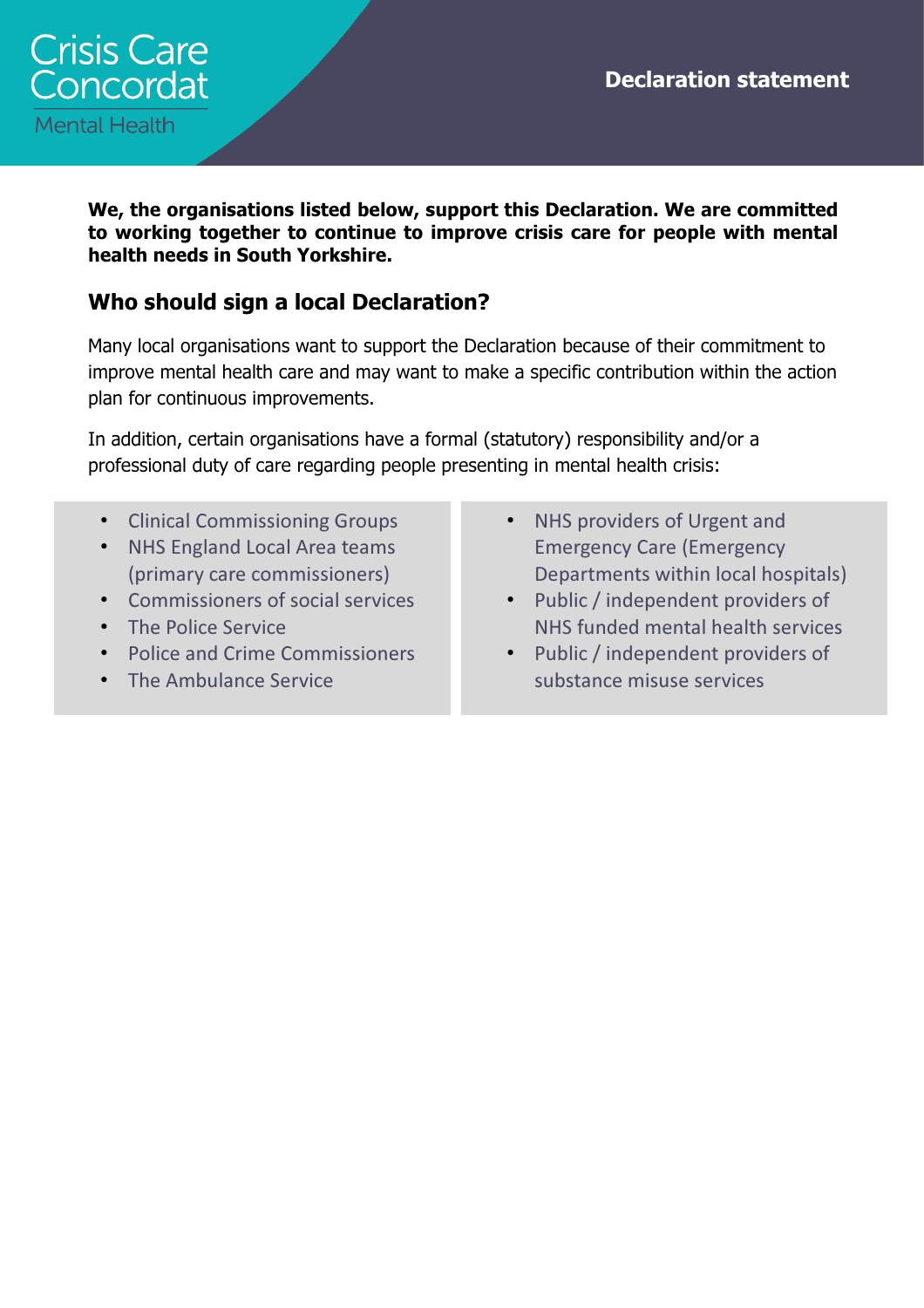**We, the organisations listed below, support this Declaration. We are committed to working together to continue to improve crisis care for people with mental health needs in South Yorkshire.**

## Who should sign a local Declaration?

Many local organisations want to support the Declaration because of their commitment to improve mental health care and may want to make a specific contribution within the action plan for continuous improvements.

In addition, certain organisations have a formal (statutory) responsibility and/or a professional duty of care regarding people presenting in mental health crisis:

- Clinical Commissioning Groups
- NHS England Local Area teams (primary care commissioners)
- Commissioners of social services
- The Police Service
- Police and Crime Commissioners
- The Ambulance Service
- NHS providers of Urgent and Emergency Care (Emergency Departments within local hospitals)
- Public / independent providers of NHS funded mental health services
- Public / independent providers of substance misuse services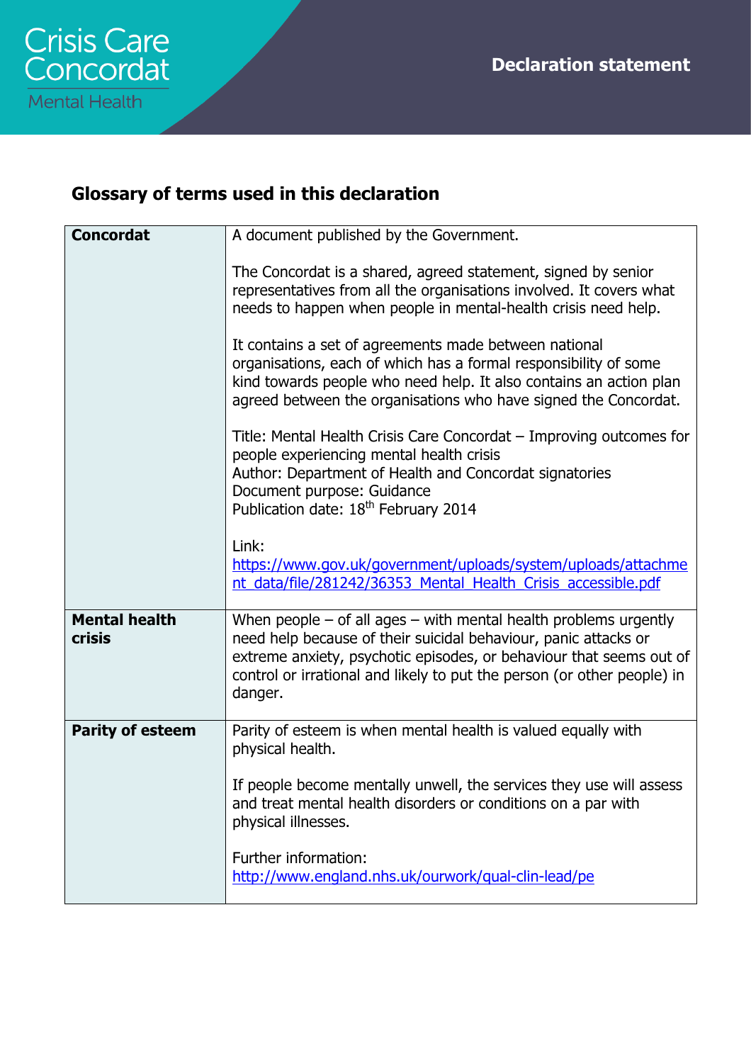## Glossary of terms used in this declaration

| **Concordat** | A document published by the Government.<br><br>The Concordat is a shared, agreed statement, signed by senior representatives from all the organisations involved. It covers what needs to happen when people in mental-health crisis need help.<br><br>It contains a set of agreements made between national organisations, each of which has a formal responsibility of some kind towards people who need help. It also contains an action plan agreed between the organisations who have signed the Concordat.<br><br>Title: Mental Health Crisis Care Concordat – Improving outcomes for people experiencing mental health crisis<br>Author: Department of Health and Concordat signatories<br>Document purpose: Guidance<br>Publication date: 18th February 2014<br><br>Link:<br>https://www.gov.uk/government/uploads/system/uploads/attachment_data/file/281242/36353_Mental_Health_Crisis_accessible.pdf |
|---|---|
| **Mental health crisis** | When people – of all ages – with mental health problems urgently need help because of their suicidal behaviour, panic attacks or extreme anxiety, psychotic episodes, or behaviour that seems out of control or irrational and likely to put the person (or other people) in danger. |
| **Parity of esteem** | Parity of esteem is when mental health is valued equally with physical health.<br><br>If people become mentally unwell, the services they use will assess and treat mental health disorders or conditions on a par with physical illnesses.<br><br>Further information:<br>http://www.england.nhs.uk/ourwork/qual-clin-lead/pe |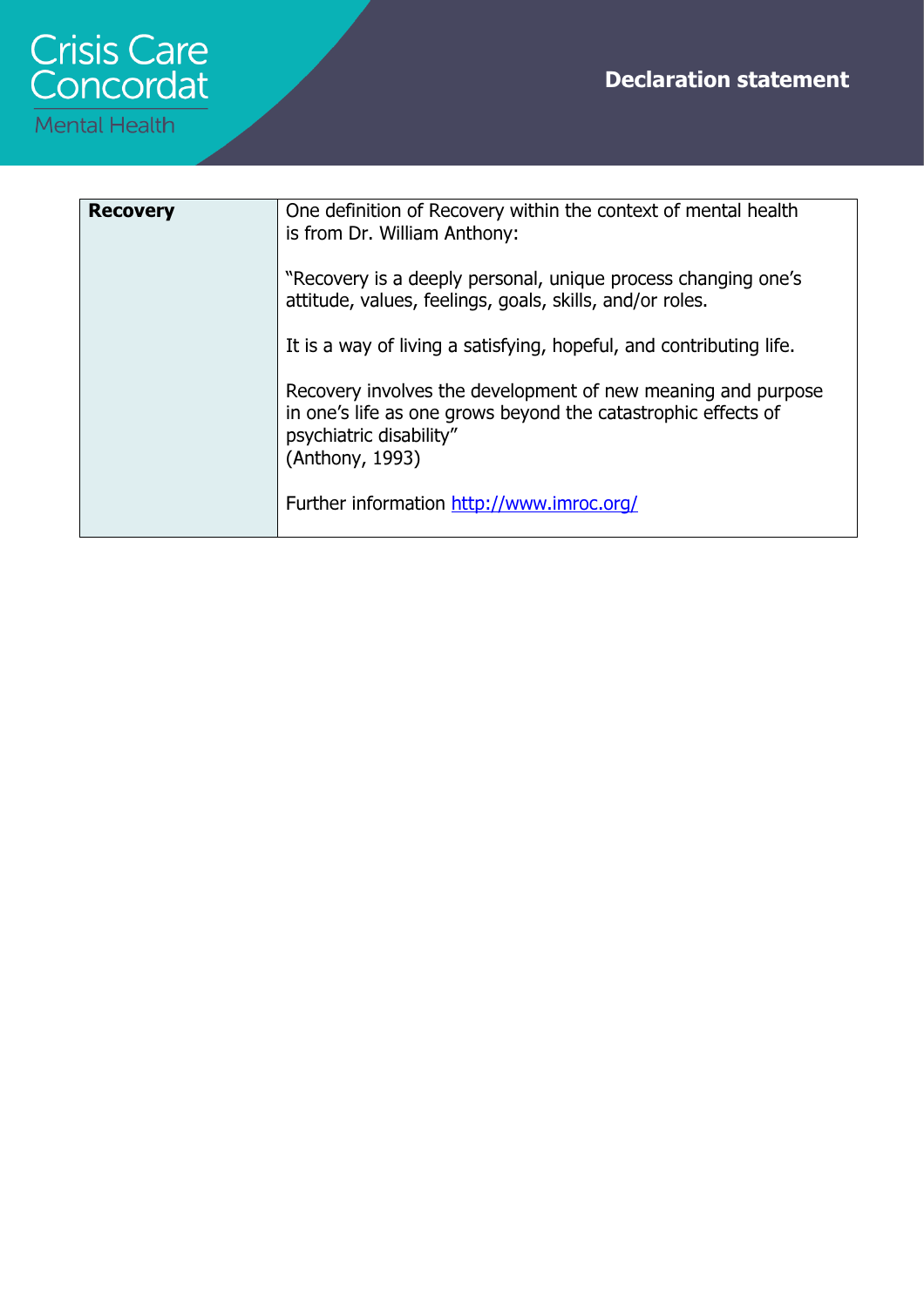| | |
|---|---|
| **Recovery** | One definition of Recovery within the context of mental health is from Dr. William Anthony:<br><br>"Recovery is a deeply personal, unique process changing one's attitude, values, feelings, goals, skills, and/or roles.<br><br>It is a way of living a satisfying, hopeful, and contributing life.<br><br>Recovery involves the development of new meaning and purpose in one's life as one grows beyond the catastrophic effects of psychiatric disability"<br>(Anthony, 1993)<br><br>Further information http://www.imroc.org/ |